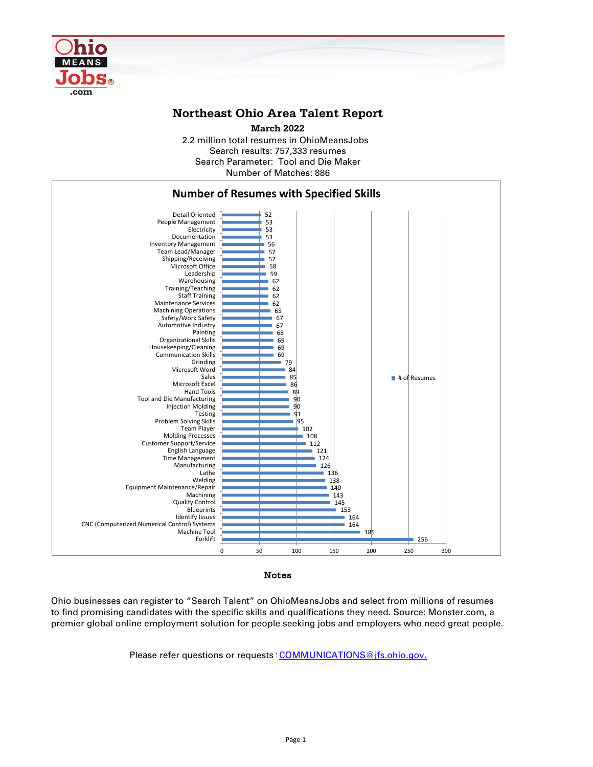# Northeast Ohio Area Talent Report

**March 2022**

2.2 million total resumes in OhioMeansJobs
Search results: 757,333 resumes
Search Parameter: Tool and Die Maker
Number of Matches: 886

## Number of Resumes with Specified Skills

Detail Oriented 52
People Management 53
Electricity 53
Documentation 53
Inventory Management 56
Team Lead/Manager 57
Shipping/Receiving 57
Microsoft Office 58
Leadership 59
Warehousing 62
Training/Teaching 62
Staff Training 62
Maintenance Services 62
Machining Operations 65
Safety/Work Safety 67
Automotive Industry 67
Painting 68
Organizational Skills 69
Housekeeping/Cleaning 69
Communication Skills 69
Grinding 79
Microsoft Word 84
Sales 85
Microsoft Excel 86
Hand Tools 89
Tool and Die Manufacturing 90
Injection Molding 90
Testing 91
Problem Solving Skills 95
Team Player 102
Molding Processes 108
Customer Support/Service 112
English Language 121
Time Management 124
Manufacturing 126
Lathe 136
Welding 138
Equipment Maintenance/Repair 140
Machining 143
Quality Control 145
Blueprints 153
Identify Issues 164
CNC (Computerized Numerical Control) Systems 164
Machine Tool 185
Forklift 256

0 50 100 150 200 250 300

# of Resumes

### Notes

Ohio businesses can register to “Search Talent” on OhioMeansJobs and select from millions of resumes to find promising candidates with the specific skills and qualifications they need. Source: Monster.com, a premier global online employment solution for people seeking jobs and employers who need great people.

Please refer questions or requests t COMMUNICATIONS@jfs.ohio.gov.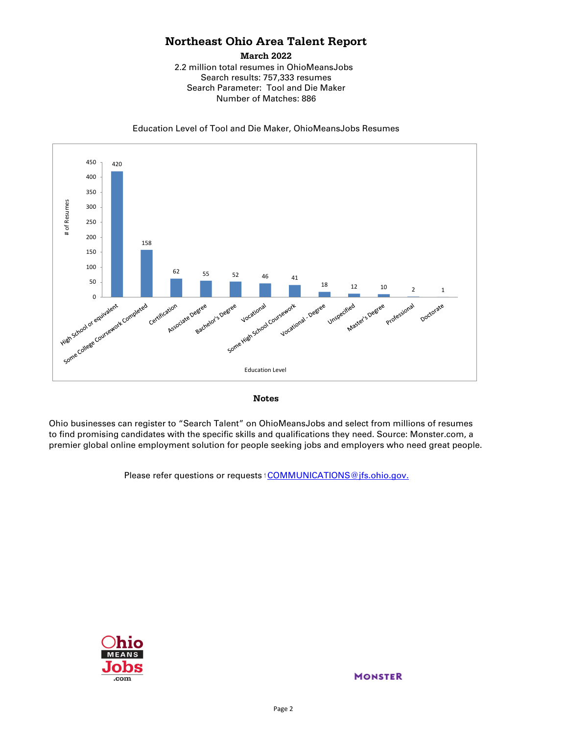# Northeast Ohio Area Talent Report

**March 2022**

2.2 million total resumes in OhioMeansJobs
Search results: 757,333 resumes
Search Parameter: Tool and Die Maker
Number of Matches: 886

Education Level of Tool and Die Maker, OhioMeansJobs Resumes

# of Resumes

450
400
350
300
250
200
150
100
50
0

420
158
62
55
52
46
41
18
12
10
2
1

High School or equivalent
Some College Coursework Completed
Certification
Associate Degree
Bachelor's Degree
Vocational
Some High School Coursework
Vocational - Degree
Unspecified
Master's Degree
Professional
Doctorate

Education Level

**Notes**

Ohio businesses can register to "Search Talent" on OhioMeansJobs and select from millions of resumes to find promising candidates with the specific skills and qualifications they need. Source: Monster.com, a premier global online employment solution for people seeking jobs and employers who need great people.

Please refer questions or requests t COMMUNICATIONS@jfs.ohio.gov.